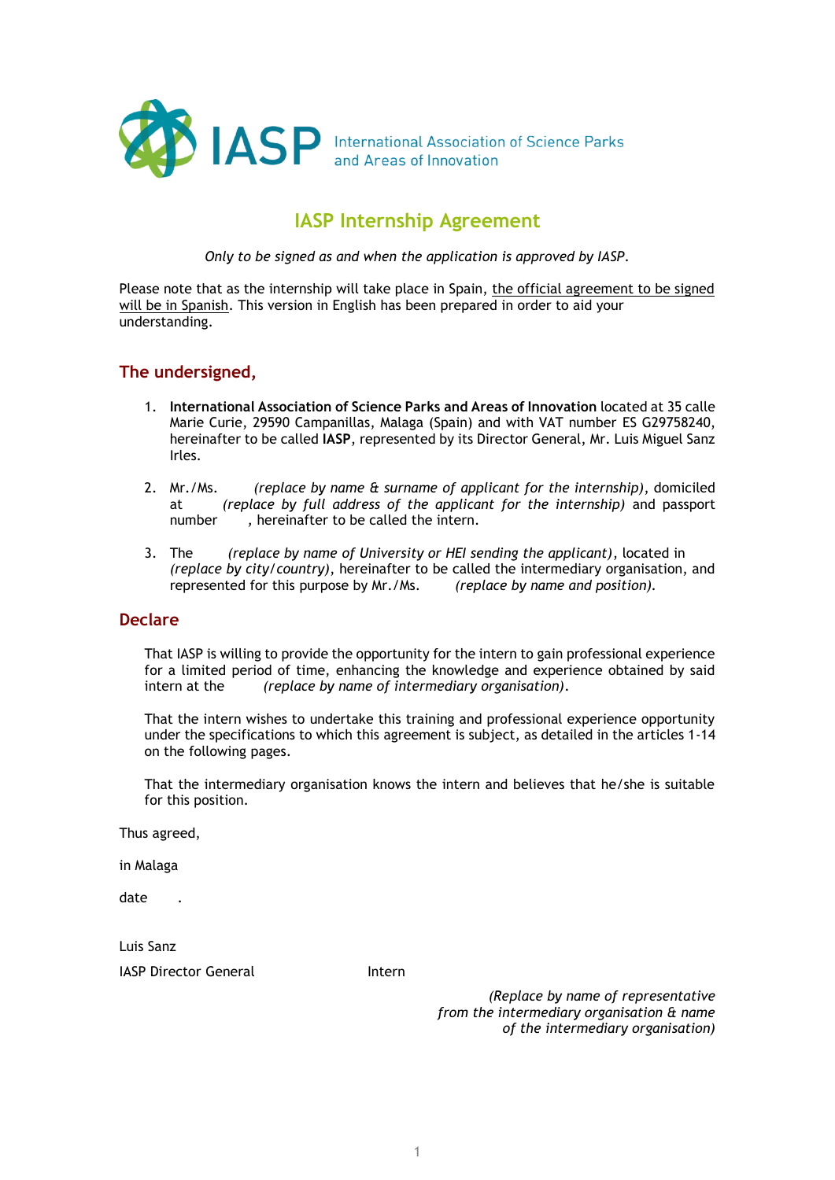IASP International Association of Science Parks and Areas of Innovation

# IASP Internship Agreement

*Only to be signed as and when the application is approved by IASP.*

Please note that as the internship will take place in Spain, the official agreement to be signed will be in Spanish. This version in English has been prepared in order to aid your understanding.

## The undersigned,

1. **International Association of Science Parks and Areas of Innovation** located at 35 calle Marie Curie, 29590 Campanillas, Malaga (Spain) and with VAT number ES G29758240, hereinafter to be called **IASP**, represented by its Director General, Mr. Luis Miguel Sanz Irles.

2. Mr./Ms. *(replace by name & surname of applicant for the internship)*, domiciled at *(replace by full address of the applicant for the internship)* and passport number , hereinafter to be called the intern.

3. The *(replace by name of University or HEI sending the applicant)*, located in *(replace by city/country)*, hereinafter to be called the intermediary organisation, and represented for this purpose by Mr./Ms. *(replace by name and position)*.

## Declare

That IASP is willing to provide the opportunity for the intern to gain professional experience for a limited period of time, enhancing the knowledge and experience obtained by said intern at the *(replace by name of intermediary organisation)*.

That the intern wishes to undertake this training and professional experience opportunity under the specifications to which this agreement is subject, as detailed in the articles 1-14 on the following pages.

That the intermediary organisation knows the intern and believes that he/she is suitable for this position.

Thus agreed,

in Malaga

date .

Luis Sanz

IASP Director General

Intern

*(Replace by name of representative from the intermediary organisation & name of the intermediary organisation)*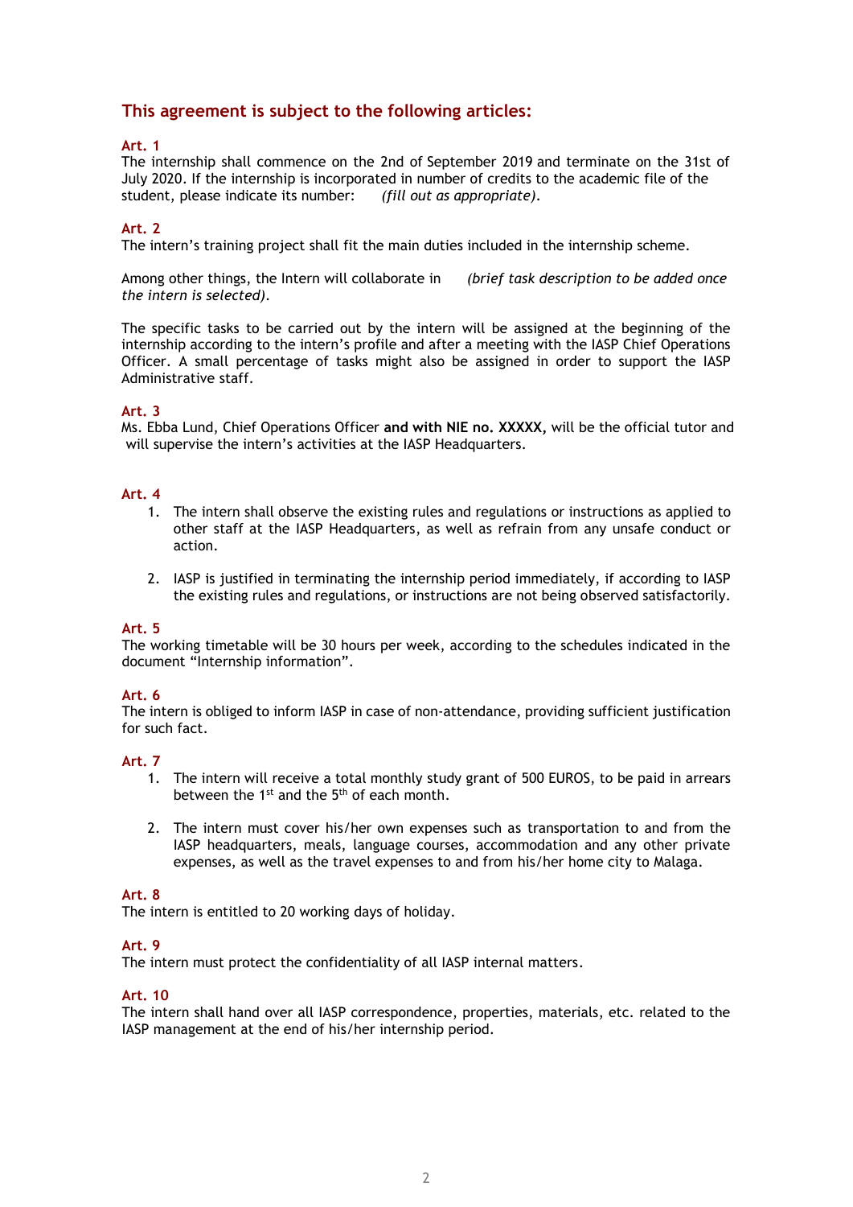## This agreement is subject to the following articles:

**Art. 1**
The internship shall commence on the 2nd of September 2019 and terminate on the 31st of July 2020. If the internship is incorporated in number of credits to the academic file of the student, please indicate its number: *(fill out as appropriate).*

**Art. 2**
The intern's training project shall fit the main duties included in the internship scheme.

Among other things, the Intern will collaborate in *(brief task description to be added once the intern is selected).*

The specific tasks to be carried out by the intern will be assigned at the beginning of the internship according to the intern's profile and after a meeting with the IASP Chief Operations Officer. A small percentage of tasks might also be assigned in order to support the IASP Administrative staff.

**Art. 3**
Ms. Ebba Lund, Chief Operations Officer **and with NIE no. XXXXX,** will be the official tutor and will supervise the intern's activities at the IASP Headquarters.

**Art. 4**

1. The intern shall observe the existing rules and regulations or instructions as applied to other staff at the IASP Headquarters, as well as refrain from any unsafe conduct or action.
2. IASP is justified in terminating the internship period immediately, if according to IASP the existing rules and regulations, or instructions are not being observed satisfactorily.

**Art. 5**
The working timetable will be 30 hours per week, according to the schedules indicated in the document "Internship information".

**Art. 6**
The intern is obliged to inform IASP in case of non-attendance, providing sufficient justification for such fact.

**Art. 7**

1. The intern will receive a total monthly study grant of 500 EUROS, to be paid in arrears between the 1st and the 5th of each month.
2. The intern must cover his/her own expenses such as transportation to and from the IASP headquarters, meals, language courses, accommodation and any other private expenses, as well as the travel expenses to and from his/her home city to Malaga.

**Art. 8**
The intern is entitled to 20 working days of holiday.

**Art. 9**
The intern must protect the confidentiality of all IASP internal matters.

**Art. 10**
The intern shall hand over all IASP correspondence, properties, materials, etc. related to the IASP management at the end of his/her internship period.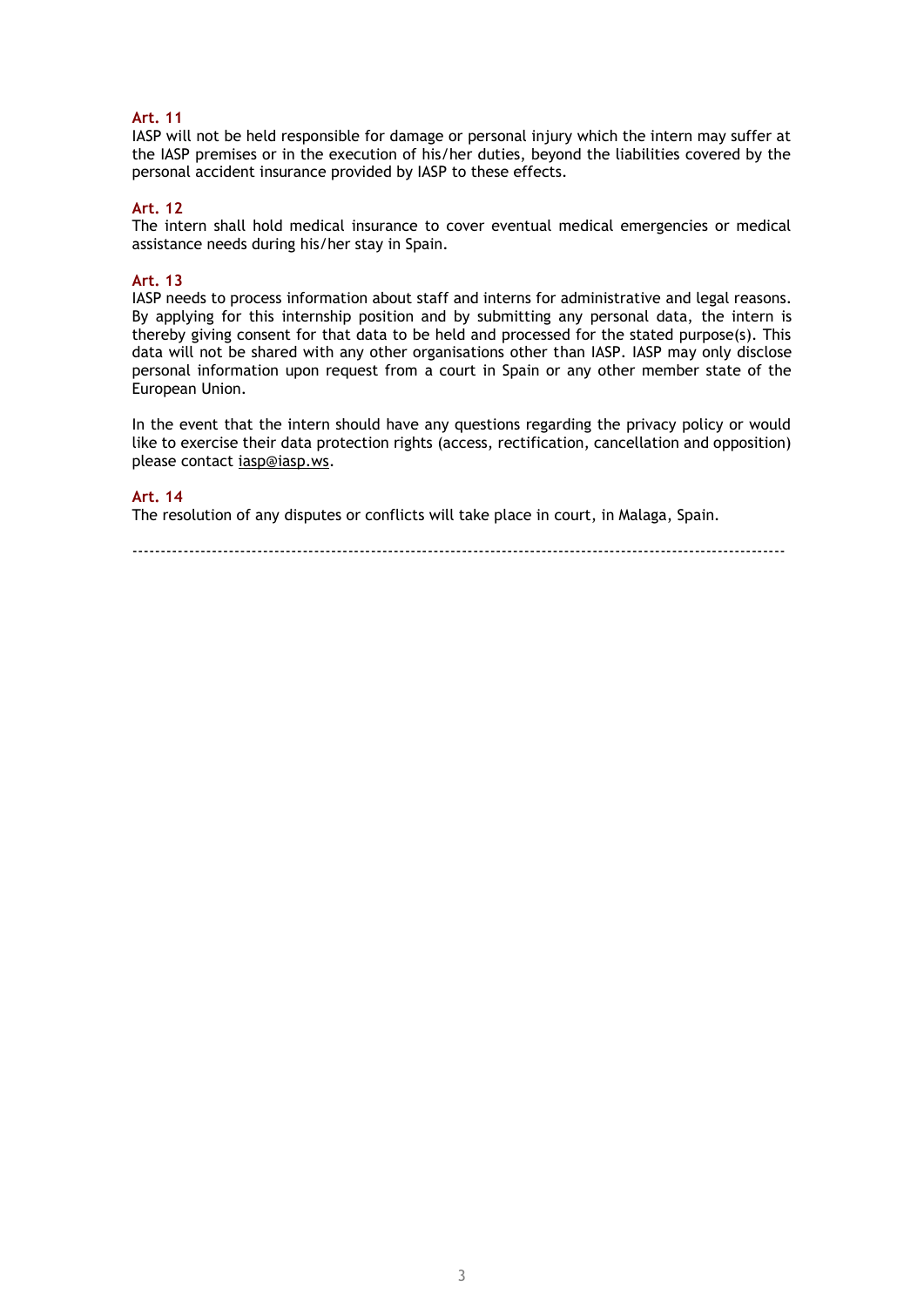**Art. 11**

IASP will not be held responsible for damage or personal injury which the intern may suffer at the IASP premises or in the execution of his/her duties, beyond the liabilities covered by the personal accident insurance provided by IASP to these effects.

**Art. 12**

The intern shall hold medical insurance to cover eventual medical emergencies or medical assistance needs during his/her stay in Spain.

**Art. 13**

IASP needs to process information about staff and interns for administrative and legal reasons. By applying for this internship position and by submitting any personal data, the intern is thereby giving consent for that data to be held and processed for the stated purpose(s). This data will not be shared with any other organisations other than IASP. IASP may only disclose personal information upon request from a court in Spain or any other member state of the European Union.

In the event that the intern should have any questions regarding the privacy policy or would like to exercise their data protection rights (access, rectification, cancellation and opposition) please contact iasp@iasp.ws.

**Art. 14**

The resolution of any disputes or conflicts will take place in court, in Malaga, Spain.

---